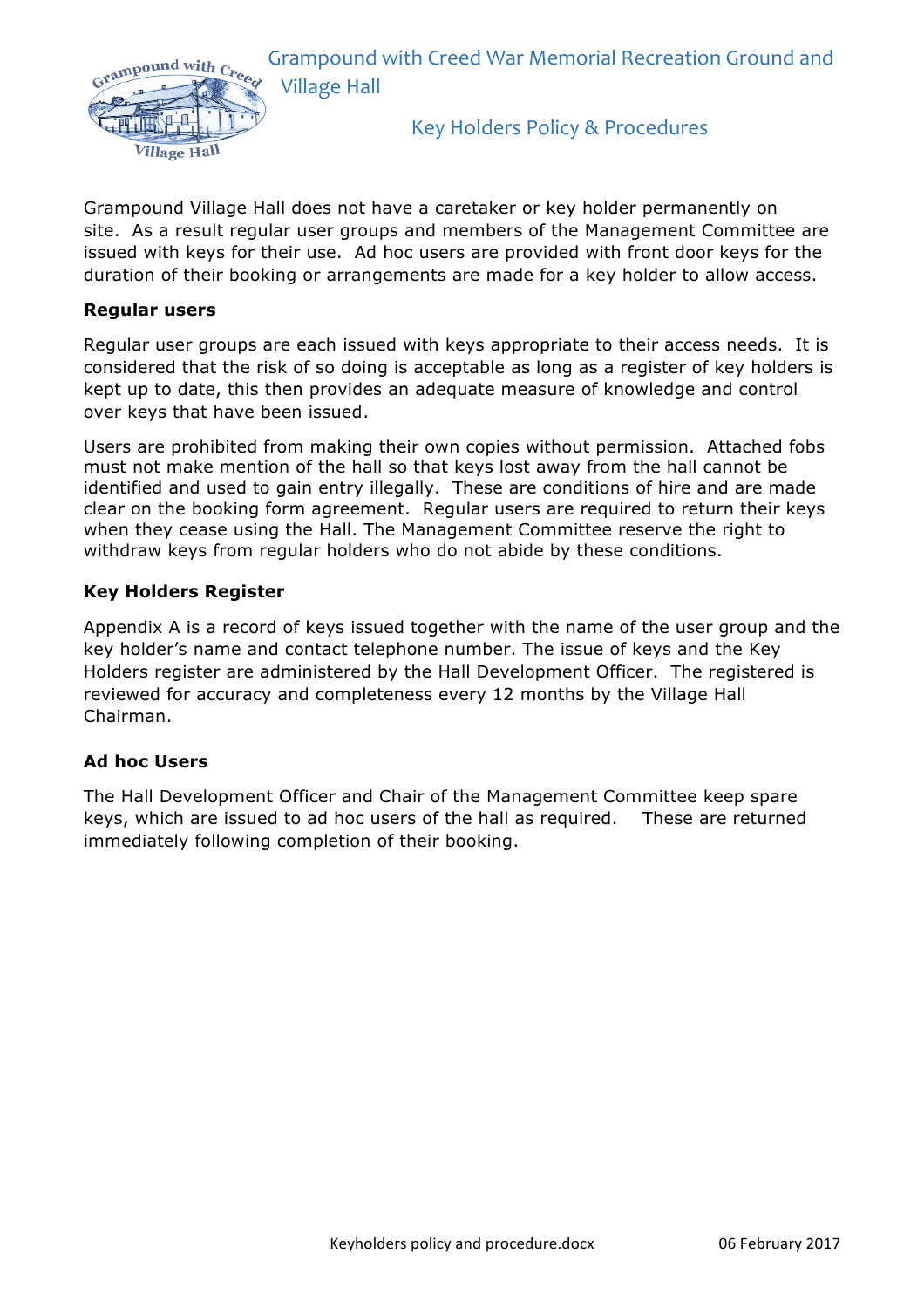# Grampound with Creed War Memorial Recreation Ground and Village Hall

## Key Holders Policy & Procedures

Grampound Village Hall does not have a caretaker or key holder permanently on site. As a result regular user groups and members of the Management Committee are issued with keys for their use. Ad hoc users are provided with front door keys for the duration of their booking or arrangements are made for a key holder to allow access.

### Regular users

Regular user groups are each issued with keys appropriate to their access needs. It is considered that the risk of so doing is acceptable as long as a register of key holders is kept up to date, this then provides an adequate measure of knowledge and control over keys that have been issued.

Users are prohibited from making their own copies without permission. Attached fobs must not make mention of the hall so that keys lost away from the hall cannot be identified and used to gain entry illegally. These are conditions of hire and are made clear on the booking form agreement. Regular users are required to return their keys when they cease using the Hall. The Management Committee reserve the right to withdraw keys from regular holders who do not abide by these conditions.

### Key Holders Register

Appendix A is a record of keys issued together with the name of the user group and the key holder's name and contact telephone number. The issue of keys and the Key Holders register are administered by the Hall Development Officer. The registered is reviewed for accuracy and completeness every 12 months by the Village Hall Chairman.

### Ad hoc Users

The Hall Development Officer and Chair of the Management Committee keep spare keys, which are issued to ad hoc users of the hall as required. These are returned immediately following completion of their booking.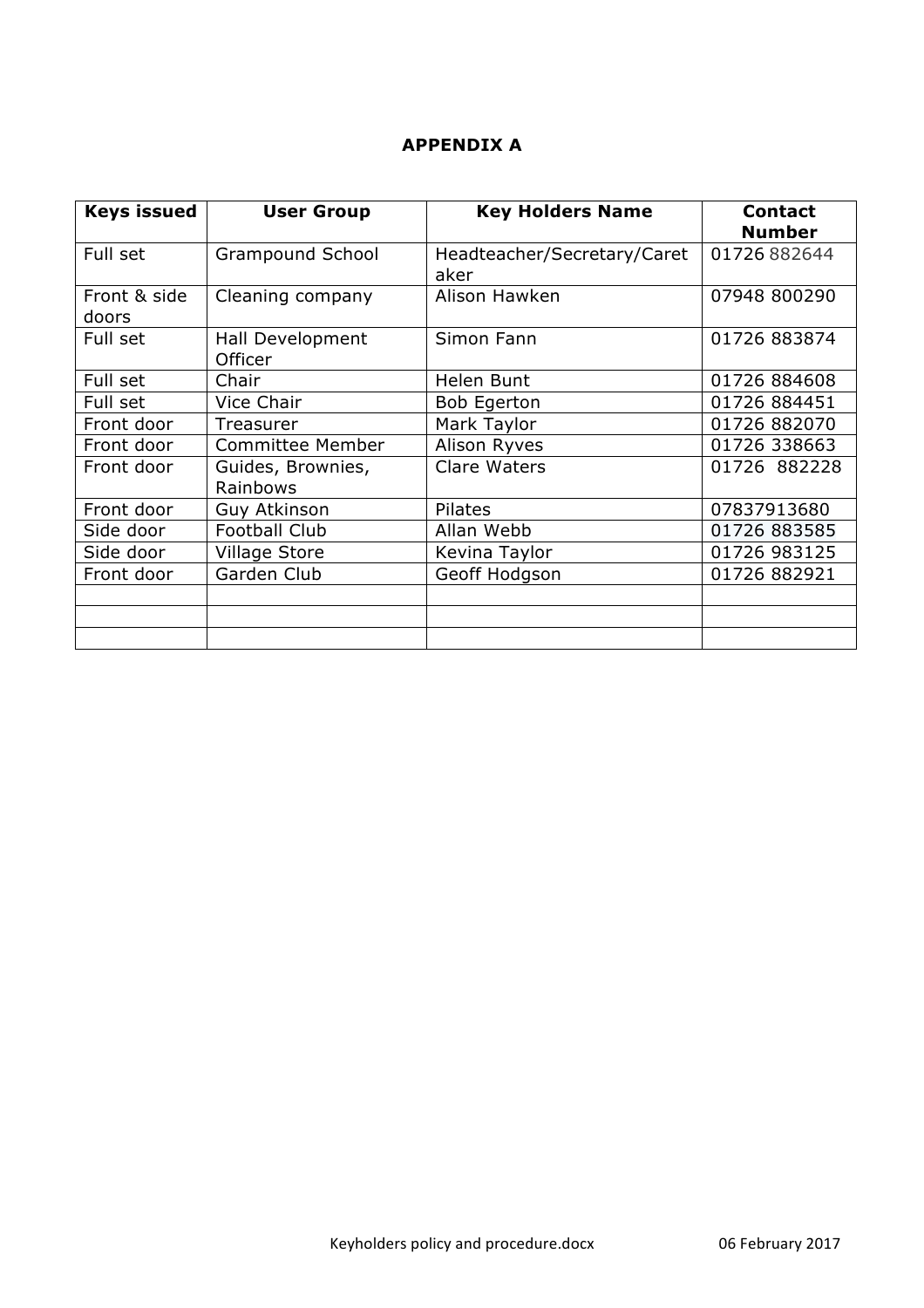**APPENDIX A**

| Keys issued | User Group | Key Holders Name | Contact Number |
|---|---|---|---|
| Full set | Grampound School | Headteacher/Secretary/Caretaker | 01726 882644 |
| Front & side doors | Cleaning company | Alison Hawken | 07948 800290 |
| Full set | Hall Development Officer | Simon Fann | 01726 883874 |
| Full set | Chair | Helen Bunt | 01726 884608 |
| Full set | Vice Chair | Bob Egerton | 01726 884451 |
| Front door | Treasurer | Mark Taylor | 01726 882070 |
| Front door | Committee Member | Alison Ryves | 01726 338663 |
| Front door | Guides, Brownies, Rainbows | Clare Waters | 01726 882228 |
| Front door | Guy Atkinson | Pilates | 07837913680 |
| Side door | Football Club | Allan Webb | 01726 883585 |
| Side door | Village Store | Kevina Taylor | 01726 983125 |
| Front door | Garden Club | Geoff Hodgson | 01726 882921 |
| | | | |
| | | | |
| | | | |